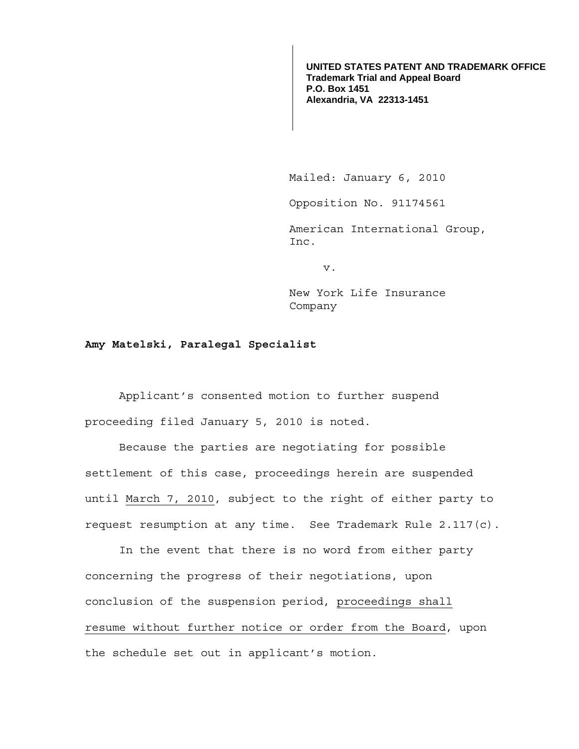**UNITED STATES PATENT AND TRADEMARK OFFICE**
**Trademark Trial and Appeal Board**
**P.O. Box 1451**
**Alexandria, VA 22313-1451**

Mailed: January 6, 2010

Opposition No. 91174561

American International Group, Inc.

v.

New York Life Insurance Company

**Amy Matelski, Paralegal Specialist**

Applicant's consented motion to further suspend proceeding filed January 5, 2010 is noted.

Because the parties are negotiating for possible settlement of this case, proceedings herein are suspended until March 7, 2010, subject to the right of either party to request resumption at any time. See Trademark Rule 2.117(c).

In the event that there is no word from either party concerning the progress of their negotiations, upon conclusion of the suspension period, proceedings shall resume without further notice or order from the Board, upon the schedule set out in applicant's motion.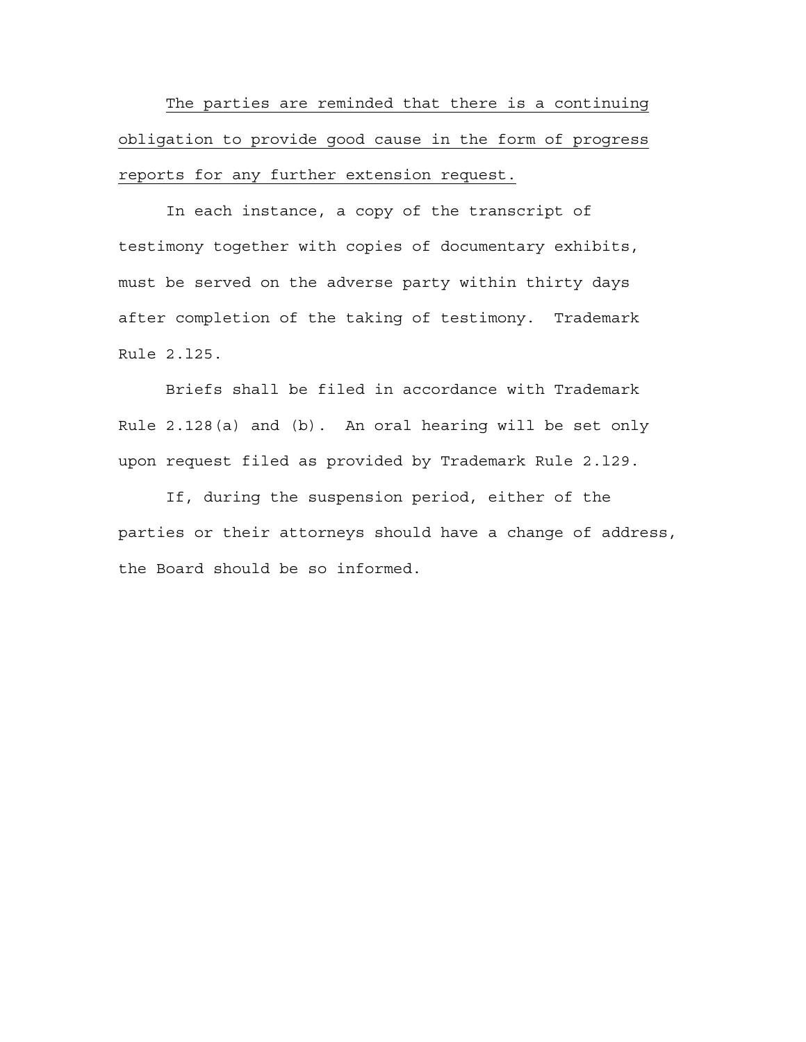<u>The parties are reminded that there is a continuing obligation to provide good cause in the form of progress reports for any further extension request.</u>

In each instance, a copy of the transcript of testimony together with copies of documentary exhibits, must be served on the adverse party within thirty days after completion of the taking of testimony. Trademark Rule 2.l25.

Briefs shall be filed in accordance with Trademark Rule 2.128(a) and (b). An oral hearing will be set only upon request filed as provided by Trademark Rule 2.l29.

If, during the suspension period, either of the parties or their attorneys should have a change of address, the Board should be so informed.